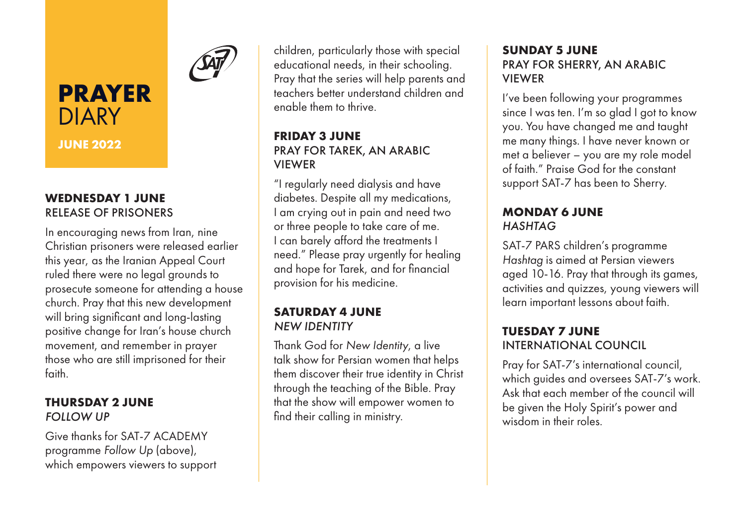# PRAYER DIARY

**JUNE 2022**

### WEDNESDAY 1 JUNE
RELEASE OF PRISONERS

In encouraging news from Iran, nine Christian prisoners were released earlier this year, as the Iranian Appeal Court ruled there were no legal grounds to prosecute someone for attending a house church. Pray that this new development will bring significant and long-lasting positive change for Iran's house church movement, and remember in prayer those who are still imprisoned for their faith.

### THURSDAY 2 JUNE
*FOLLOW UP*

Give thanks for SAT-7 ACADEMY programme *Follow Up* (above), which empowers viewers to support children, particularly those with special educational needs, in their schooling. Pray that the series will help parents and teachers better understand children and enable them to thrive.

### FRIDAY 3 JUNE
PRAY FOR TAREK, AN ARABIC VIEWER

"I regularly need dialysis and have diabetes. Despite all my medications, I am crying out in pain and need two or three people to take care of me. I can barely afford the treatments I need." Please pray urgently for healing and hope for Tarek, and for financial provision for his medicine.

### SATURDAY 4 JUNE
*NEW IDENTITY*

Thank God for *New Identity*, a live talk show for Persian women that helps them discover their true identity in Christ through the teaching of the Bible. Pray that the show will empower women to find their calling in ministry.

### SUNDAY 5 JUNE
PRAY FOR SHERRY, AN ARABIC VIEWER

I've been following your programmes since I was ten. I'm so glad I got to know you. You have changed me and taught me many things. I have never known or met a believer – you are my role model of faith." Praise God for the constant support SAT-7 has been to Sherry.

### MONDAY 6 JUNE
*HASHTAG*

SAT-7 PARS children's programme *Hashtag* is aimed at Persian viewers aged 10-16. Pray that through its games, activities and quizzes, young viewers will learn important lessons about faith.

### TUESDAY 7 JUNE
INTERNATIONAL COUNCIL

Pray for SAT-7's international council, which guides and oversees SAT-7's work. Ask that each member of the council will be given the Holy Spirit's power and wisdom in their roles.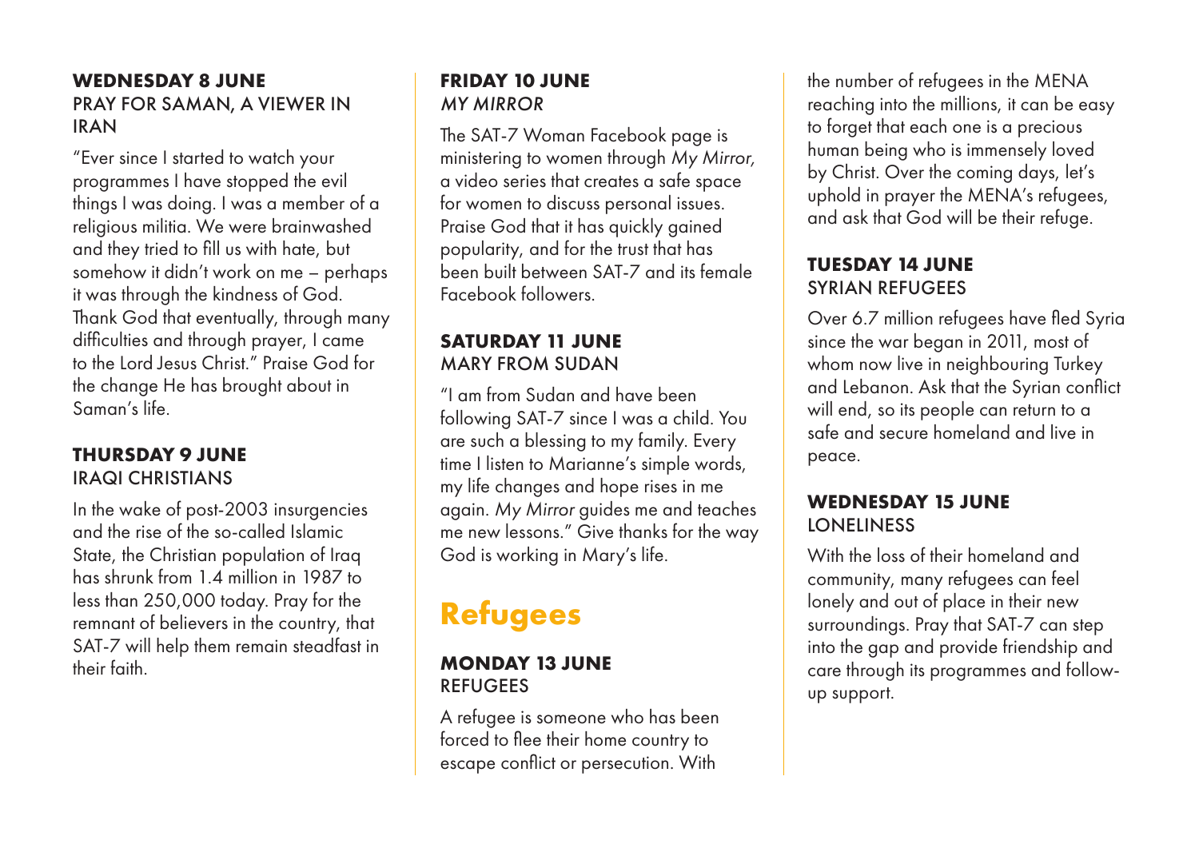**WEDNESDAY 8 JUNE**
PRAY FOR SAMAN, A VIEWER IN IRAN

"Ever since I started to watch your programmes I have stopped the evil things I was doing. I was a member of a religious militia. We were brainwashed and they tried to fill us with hate, but somehow it didn't work on me – perhaps it was through the kindness of God. Thank God that eventually, through many difficulties and through prayer, I came to the Lord Jesus Christ." Praise God for the change He has brought about in Saman's life.

**THURSDAY 9 JUNE**
IRAQI CHRISTIANS

In the wake of post-2003 insurgencies and the rise of the so-called Islamic State, the Christian population of Iraq has shrunk from 1.4 million in 1987 to less than 250,000 today. Pray for the remnant of believers in the country, that SAT-7 will help them remain steadfast in their faith.

**FRIDAY 10 JUNE**
*MY MIRROR*

The SAT-7 Woman Facebook page is ministering to women through *My Mirror,* a video series that creates a safe space for women to discuss personal issues. Praise God that it has quickly gained popularity, and for the trust that has been built between SAT-7 and its female Facebook followers.

**SATURDAY 11 JUNE**
MARY FROM SUDAN

"I am from Sudan and have been following SAT-7 since I was a child. You are such a blessing to my family. Every time I listen to Marianne's simple words, my life changes and hope rises in me again. *My Mirror* guides me and teaches me new lessons." Give thanks for the way God is working in Mary's life.

# Refugees

**MONDAY 13 JUNE**
REFUGEES

A refugee is someone who has been forced to flee their home country to escape conflict or persecution. With the number of refugees in the MENA reaching into the millions, it can be easy to forget that each one is a precious human being who is immensely loved by Christ. Over the coming days, let's uphold in prayer the MENA's refugees, and ask that God will be their refuge.

**TUESDAY 14 JUNE**
SYRIAN REFUGEES

Over 6.7 million refugees have fled Syria since the war began in 2011, most of whom now live in neighbouring Turkey and Lebanon. Ask that the Syrian conflict will end, so its people can return to a safe and secure homeland and live in peace.

**WEDNESDAY 15 JUNE**
LONELINESS

With the loss of their homeland and community, many refugees can feel lonely and out of place in their new surroundings. Pray that SAT-7 can step into the gap and provide friendship and care through its programmes and follow-up support.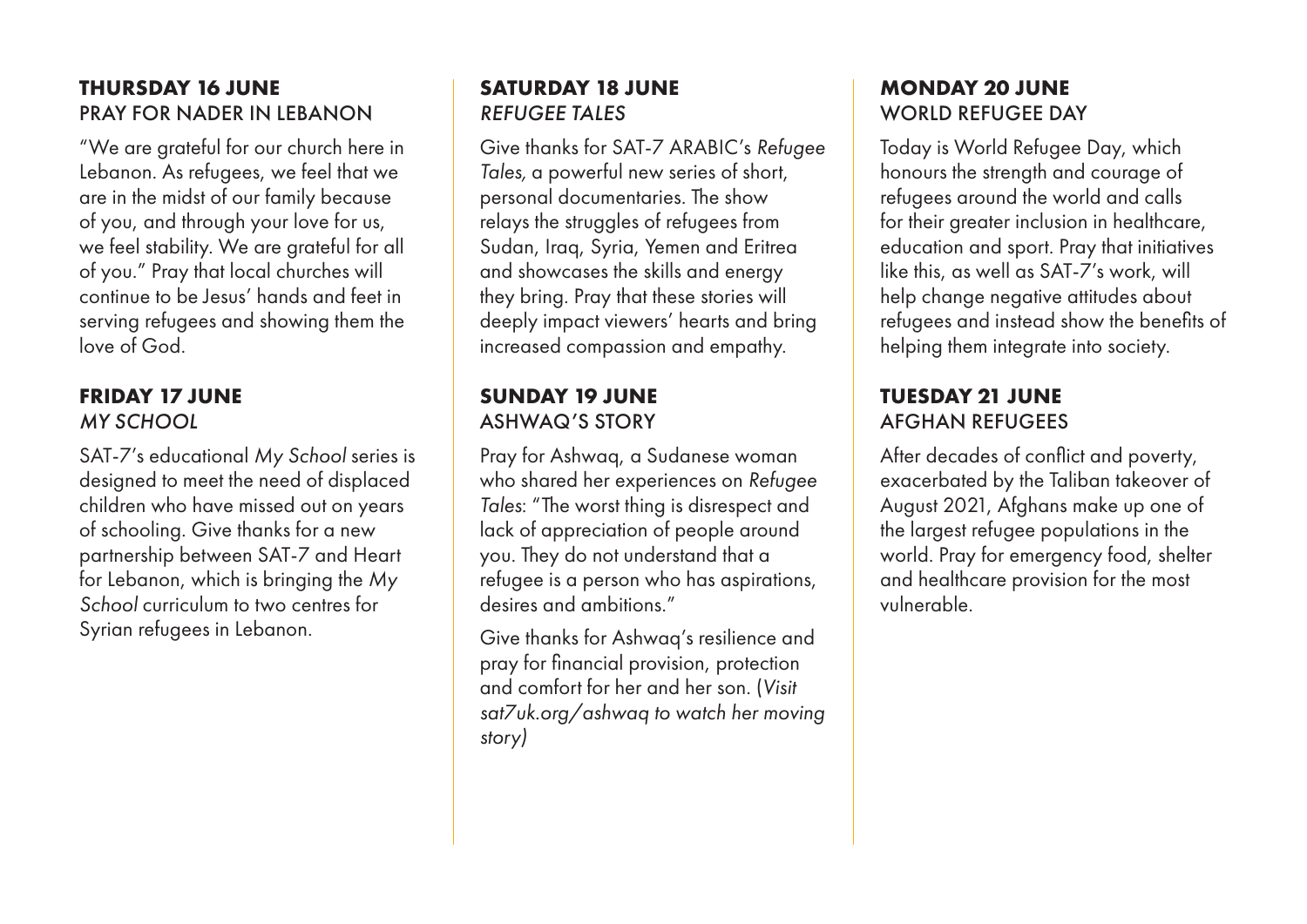### **THURSDAY 16 JUNE**
PRAY FOR NADER IN LEBANON

"We are grateful for our church here in Lebanon. As refugees, we feel that we are in the midst of our family because of you, and through your love for us, we feel stability. We are grateful for all of you." Pray that local churches will continue to be Jesus' hands and feet in serving refugees and showing them the love of God.

### **FRIDAY 17 JUNE**
*MY SCHOOL*

SAT-7's educational *My School* series is designed to meet the need of displaced children who have missed out on years of schooling. Give thanks for a new partnership between SAT-7 and Heart for Lebanon, which is bringing the *My School* curriculum to two centres for Syrian refugees in Lebanon.

### **SATURDAY 18 JUNE**
*REFUGEE TALES*

Give thanks for SAT-7 ARABIC's *Refugee Tales,* a powerful new series of short, personal documentaries. The show relays the struggles of refugees from Sudan, Iraq, Syria, Yemen and Eritrea and showcases the skills and energy they bring. Pray that these stories will deeply impact viewers' hearts and bring increased compassion and empathy.

### **SUNDAY 19 JUNE**
ASHWAQ'S STORY

Pray for Ashwaq, a Sudanese woman who shared her experiences on *Refugee Tales*: "The worst thing is disrespect and lack of appreciation of people around you. They do not understand that a refugee is a person who has aspirations, desires and ambitions."

Give thanks for Ashwaq's resilience and pray for financial provision, protection and comfort for her and her son. (*Visit sat7uk.org/ashwaq to watch her moving story)*

### **MONDAY 20 JUNE**
WORLD REFUGEE DAY

Today is World Refugee Day, which honours the strength and courage of refugees around the world and calls for their greater inclusion in healthcare, education and sport. Pray that initiatives like this, as well as SAT-7's work, will help change negative attitudes about refugees and instead show the benefits of helping them integrate into society.

### **TUESDAY 21 JUNE**
AFGHAN REFUGEES

After decades of conflict and poverty, exacerbated by the Taliban takeover of August 2021, Afghans make up one of the largest refugee populations in the world. Pray for emergency food, shelter and healthcare provision for the most vulnerable.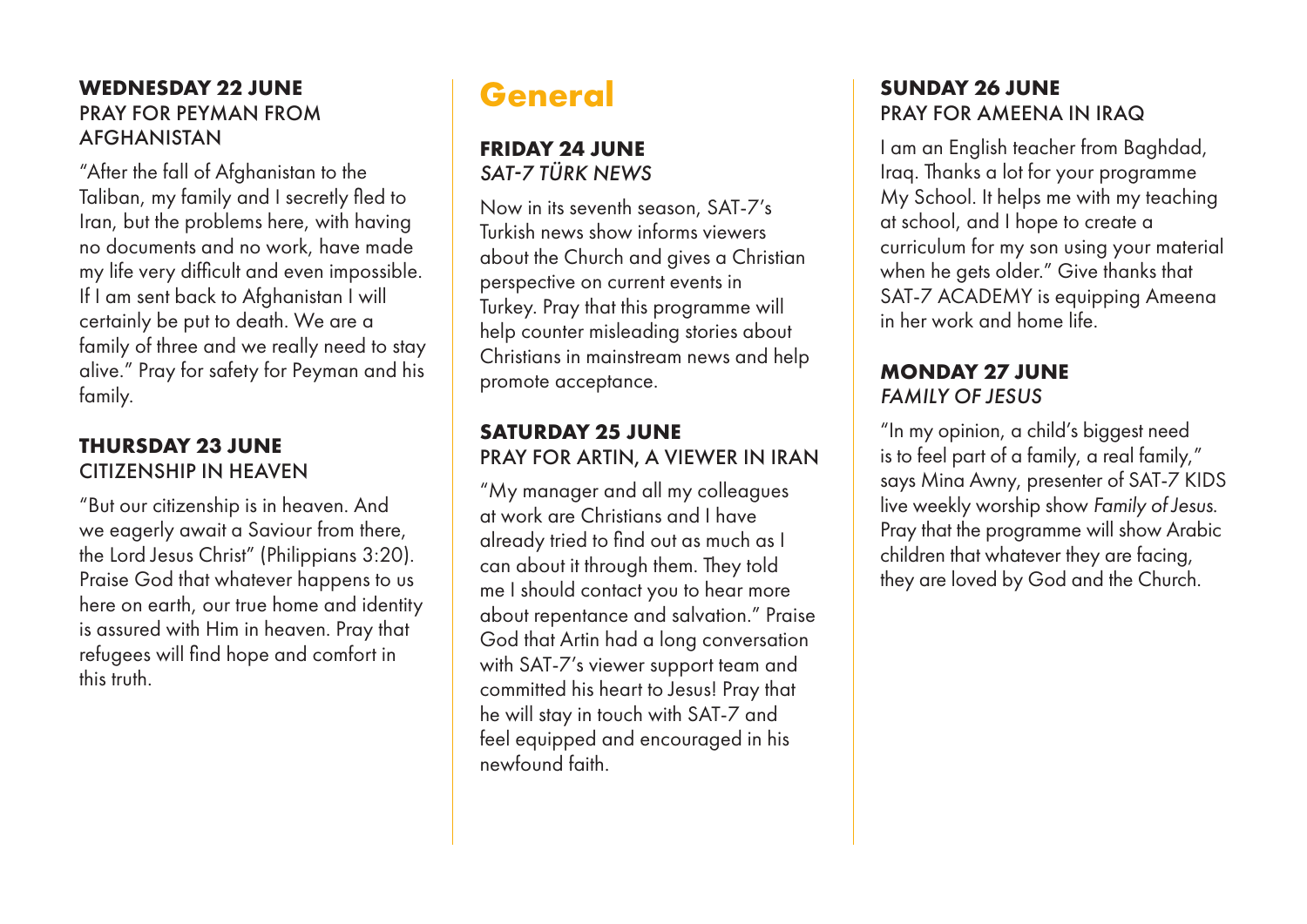**WEDNESDAY 22 JUNE**
PRAY FOR PEYMAN FROM AFGHANISTAN

"After the fall of Afghanistan to the Taliban, my family and I secretly fled to Iran, but the problems here, with having no documents and no work, have made my life very difficult and even impossible. If I am sent back to Afghanistan I will certainly be put to death. We are a family of three and we really need to stay alive." Pray for safety for Peyman and his family.

**THURSDAY 23 JUNE**
CITIZENSHIP IN HEAVEN

"But our citizenship is in heaven. And we eagerly await a Saviour from there, the Lord Jesus Christ" (Philippians 3:20). Praise God that whatever happens to us here on earth, our true home and identity is assured with Him in heaven. Pray that refugees will find hope and comfort in this truth.

# General

**FRIDAY 24 JUNE**
*SAT-7 TÜRK NEWS*

Now in its seventh season, SAT-7's Turkish news show informs viewers about the Church and gives a Christian perspective on current events in Turkey. Pray that this programme will help counter misleading stories about Christians in mainstream news and help promote acceptance.

**SATURDAY 25 JUNE**
PRAY FOR ARTIN, A VIEWER IN IRAN

"My manager and all my colleagues at work are Christians and I have already tried to find out as much as I can about it through them. They told me I should contact you to hear more about repentance and salvation." Praise God that Artin had a long conversation with SAT-7's viewer support team and committed his heart to Jesus! Pray that he will stay in touch with SAT-7 and feel equipped and encouraged in his newfound faith.

**SUNDAY 26 JUNE**
PRAY FOR AMEENA IN IRAQ

I am an English teacher from Baghdad, Iraq. Thanks a lot for your programme My School. It helps me with my teaching at school, and I hope to create a curriculum for my son using your material when he gets older." Give thanks that SAT-7 ACADEMY is equipping Ameena in her work and home life.

**MONDAY 27 JUNE**
*FAMILY OF JESUS*

"In my opinion, a child's biggest need is to feel part of a family, a real family," says Mina Awny, presenter of SAT-7 KIDS live weekly worship show *Family of Jesus*. Pray that the programme will show Arabic children that whatever they are facing, they are loved by God and the Church.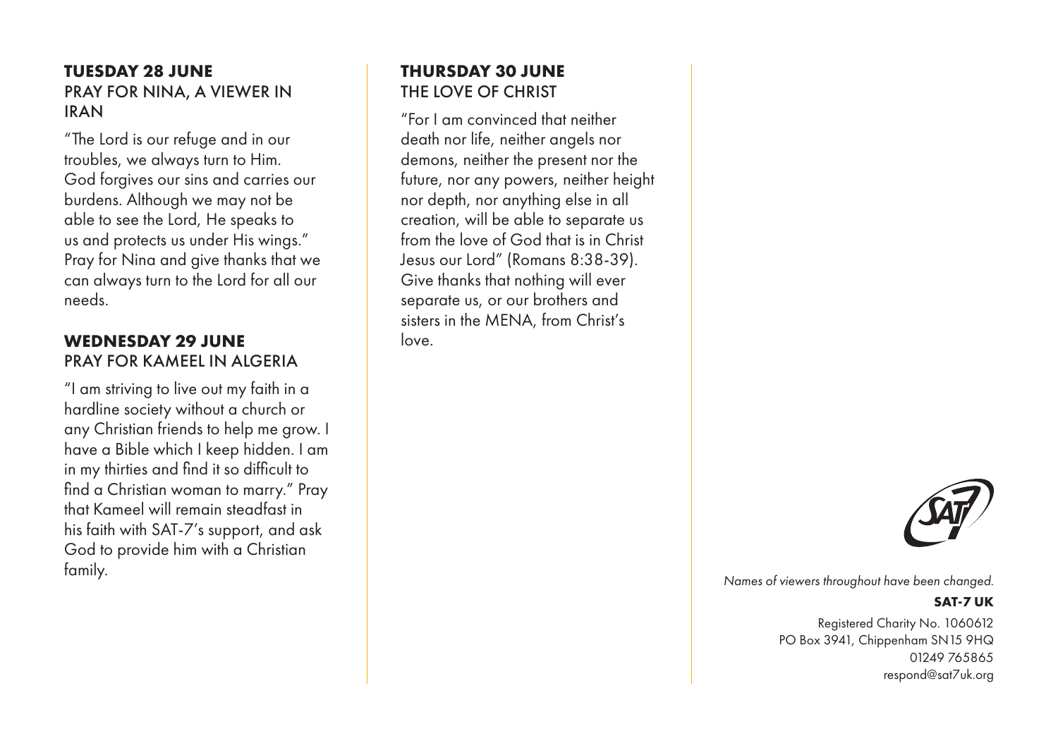### TUESDAY 28 JUNE
PRAY FOR NINA, A VIEWER IN IRAN

"The Lord is our refuge and in our troubles, we always turn to Him. God forgives our sins and carries our burdens. Although we may not be able to see the Lord, He speaks to us and protects us under His wings." Pray for Nina and give thanks that we can always turn to the Lord for all our needs.

### WEDNESDAY 29 JUNE
PRAY FOR KAMEEL IN ALGERIA

"I am striving to live out my faith in a hardline society without a church or any Christian friends to help me grow. I have a Bible which I keep hidden. I am in my thirties and find it so difficult to find a Christian woman to marry." Pray that Kameel will remain steadfast in his faith with SAT-7's support, and ask God to provide him with a Christian family.

### THURSDAY 30 JUNE
THE LOVE OF CHRIST

"For I am convinced that neither death nor life, neither angels nor demons, neither the present nor the future, nor any powers, neither height nor depth, nor anything else in all creation, will be able to separate us from the love of God that is in Christ Jesus our Lord" (Romans 8:38-39). Give thanks that nothing will ever separate us, or our brothers and sisters in the MENA, from Christ's love.

*Names of viewers throughout have been changed.*

**SAT-7 UK**

Registered Charity No. 1060612
PO Box 3941, Chippenham SN15 9HQ
01249 765865
respond@sat7uk.org